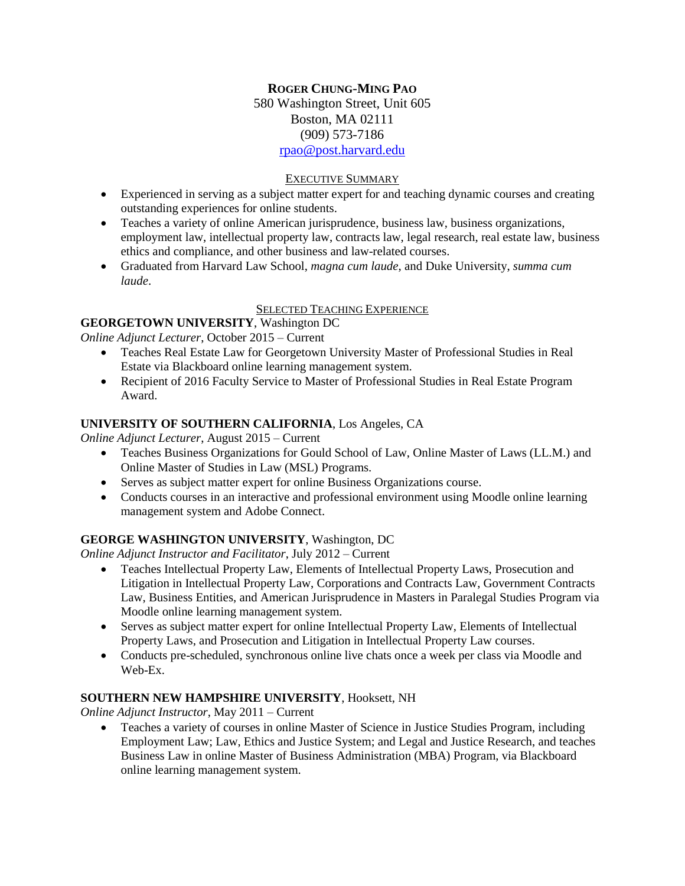# ROGER CHUNG-MING PAO

580 Washington Street, Unit 605
Boston, MA 02111
(909) 573-7186
rpao@post.harvard.edu

## EXECUTIVE SUMMARY

- Experienced in serving as a subject matter expert for and teaching dynamic courses and creating outstanding experiences for online students.
- Teaches a variety of online American jurisprudence, business law, business organizations, employment law, intellectual property law, contracts law, legal research, real estate law, business ethics and compliance, and other business and law-related courses.
- Graduated from Harvard Law School, *magna cum laude*, and Duke University, *summa cum laude*.

## SELECTED TEACHING EXPERIENCE

**GEORGETOWN UNIVERSITY**, Washington DC
*Online Adjunct Lecturer*, October 2015 – Current

- Teaches Real Estate Law for Georgetown University Master of Professional Studies in Real Estate via Blackboard online learning management system.
- Recipient of 2016 Faculty Service to Master of Professional Studies in Real Estate Program Award.

**UNIVERSITY OF SOUTHERN CALIFORNIA**, Los Angeles, CA
*Online Adjunct Lecturer*, August 2015 – Current

- Teaches Business Organizations for Gould School of Law, Online Master of Laws (LL.M.) and Online Master of Studies in Law (MSL) Programs.
- Serves as subject matter expert for online Business Organizations course.
- Conducts courses in an interactive and professional environment using Moodle online learning management system and Adobe Connect.

**GEORGE WASHINGTON UNIVERSITY**, Washington, DC
*Online Adjunct Instructor and Facilitator*, July 2012 – Current

- Teaches Intellectual Property Law, Elements of Intellectual Property Laws, Prosecution and Litigation in Intellectual Property Law, Corporations and Contracts Law, Government Contracts Law, Business Entities, and American Jurisprudence in Masters in Paralegal Studies Program via Moodle online learning management system.
- Serves as subject matter expert for online Intellectual Property Law, Elements of Intellectual Property Laws, and Prosecution and Litigation in Intellectual Property Law courses.
- Conducts pre-scheduled, synchronous online live chats once a week per class via Moodle and Web-Ex.

**SOUTHERN NEW HAMPSHIRE UNIVERSITY**, Hooksett, NH
*Online Adjunct Instructor*, May 2011 – Current

- Teaches a variety of courses in online Master of Science in Justice Studies Program, including Employment Law; Law, Ethics and Justice System; and Legal and Justice Research, and teaches Business Law in online Master of Business Administration (MBA) Program, via Blackboard online learning management system.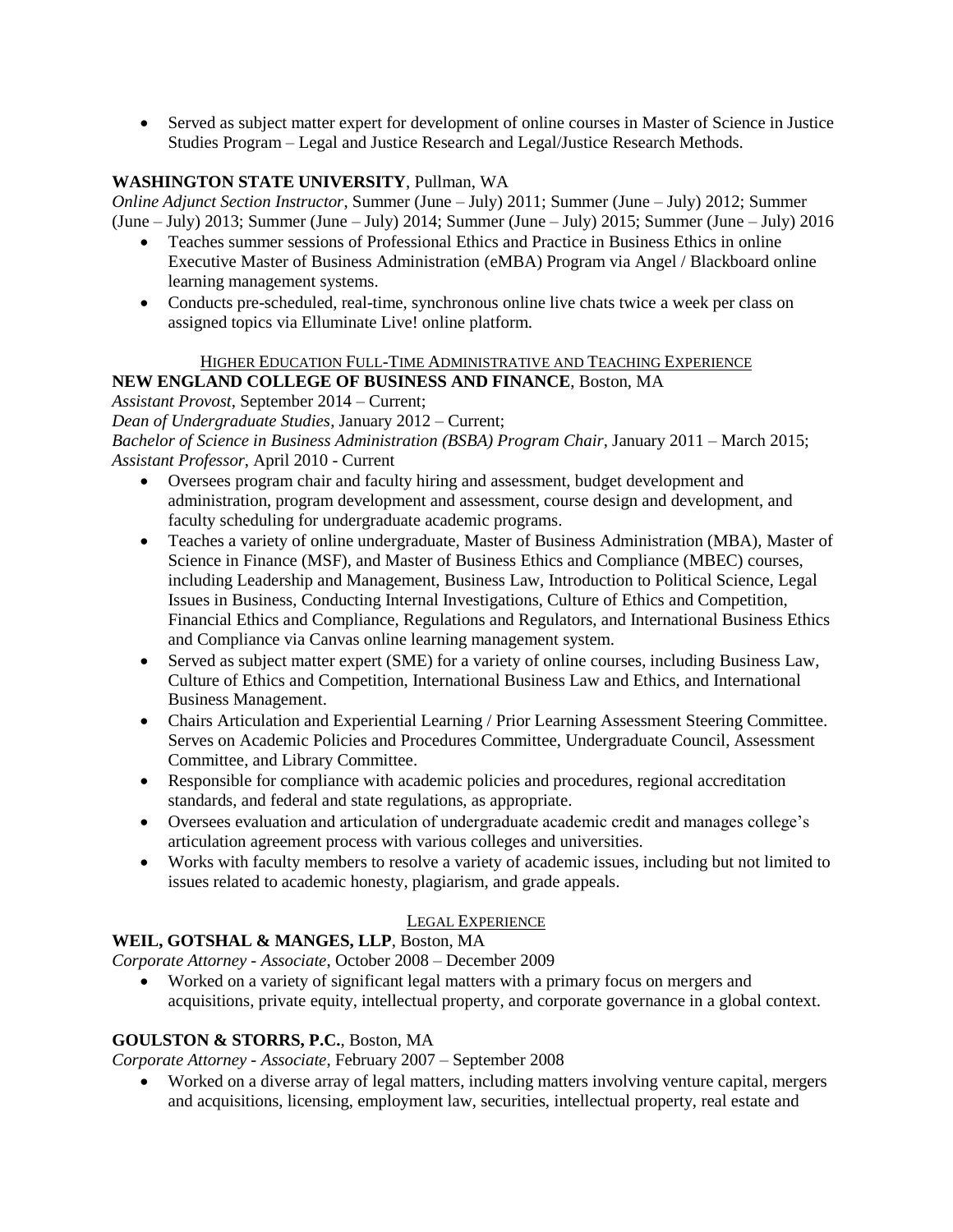- Served as subject matter expert for development of online courses in Master of Science in Justice Studies Program – Legal and Justice Research and Legal/Justice Research Methods.

**WASHINGTON STATE UNIVERSITY**, Pullman, WA

*Online Adjunct Section Instructor*, Summer (June – July) 2011; Summer (June – July) 2012; Summer (June – July) 2013; Summer (June – July) 2014; Summer (June – July) 2015; Summer (June – July) 2016

- Teaches summer sessions of Professional Ethics and Practice in Business Ethics in online Executive Master of Business Administration (eMBA) Program via Angel / Blackboard online learning management systems.
- Conducts pre-scheduled, real-time, synchronous online live chats twice a week per class on assigned topics via Elluminate Live! online platform.

## HIGHER EDUCATION FULL-TIME ADMINISTRATIVE AND TEACHING EXPERIENCE

**NEW ENGLAND COLLEGE OF BUSINESS AND FINANCE**, Boston, MA

*Assistant Provost*, September 2014 – Current;
*Dean of Undergraduate Studies*, January 2012 – Current;
*Bachelor of Science in Business Administration (BSBA) Program Chair*, January 2011 – March 2015;
*Assistant Professor*, April 2010 - Current

- Oversees program chair and faculty hiring and assessment, budget development and administration, program development and assessment, course design and development, and faculty scheduling for undergraduate academic programs.
- Teaches a variety of online undergraduate, Master of Business Administration (MBA), Master of Science in Finance (MSF), and Master of Business Ethics and Compliance (MBEC) courses, including Leadership and Management, Business Law, Introduction to Political Science, Legal Issues in Business, Conducting Internal Investigations, Culture of Ethics and Competition, Financial Ethics and Compliance, Regulations and Regulators, and International Business Ethics and Compliance via Canvas online learning management system.
- Served as subject matter expert (SME) for a variety of online courses, including Business Law, Culture of Ethics and Competition, International Business Law and Ethics, and International Business Management.
- Chairs Articulation and Experiential Learning / Prior Learning Assessment Steering Committee. Serves on Academic Policies and Procedures Committee, Undergraduate Council, Assessment Committee, and Library Committee.
- Responsible for compliance with academic policies and procedures, regional accreditation standards, and federal and state regulations, as appropriate.
- Oversees evaluation and articulation of undergraduate academic credit and manages college's articulation agreement process with various colleges and universities.
- Works with faculty members to resolve a variety of academic issues, including but not limited to issues related to academic honesty, plagiarism, and grade appeals.

## LEGAL EXPERIENCE

**WEIL, GOTSHAL & MANGES, LLP**, Boston, MA

*Corporate Attorney - Associate*, October 2008 – December 2009

- Worked on a variety of significant legal matters with a primary focus on mergers and acquisitions, private equity, intellectual property, and corporate governance in a global context.

**GOULSTON & STORRS, P.C.**, Boston, MA

*Corporate Attorney - Associate*, February 2007 – September 2008

- Worked on a diverse array of legal matters, including matters involving venture capital, mergers and acquisitions, licensing, employment law, securities, intellectual property, real estate and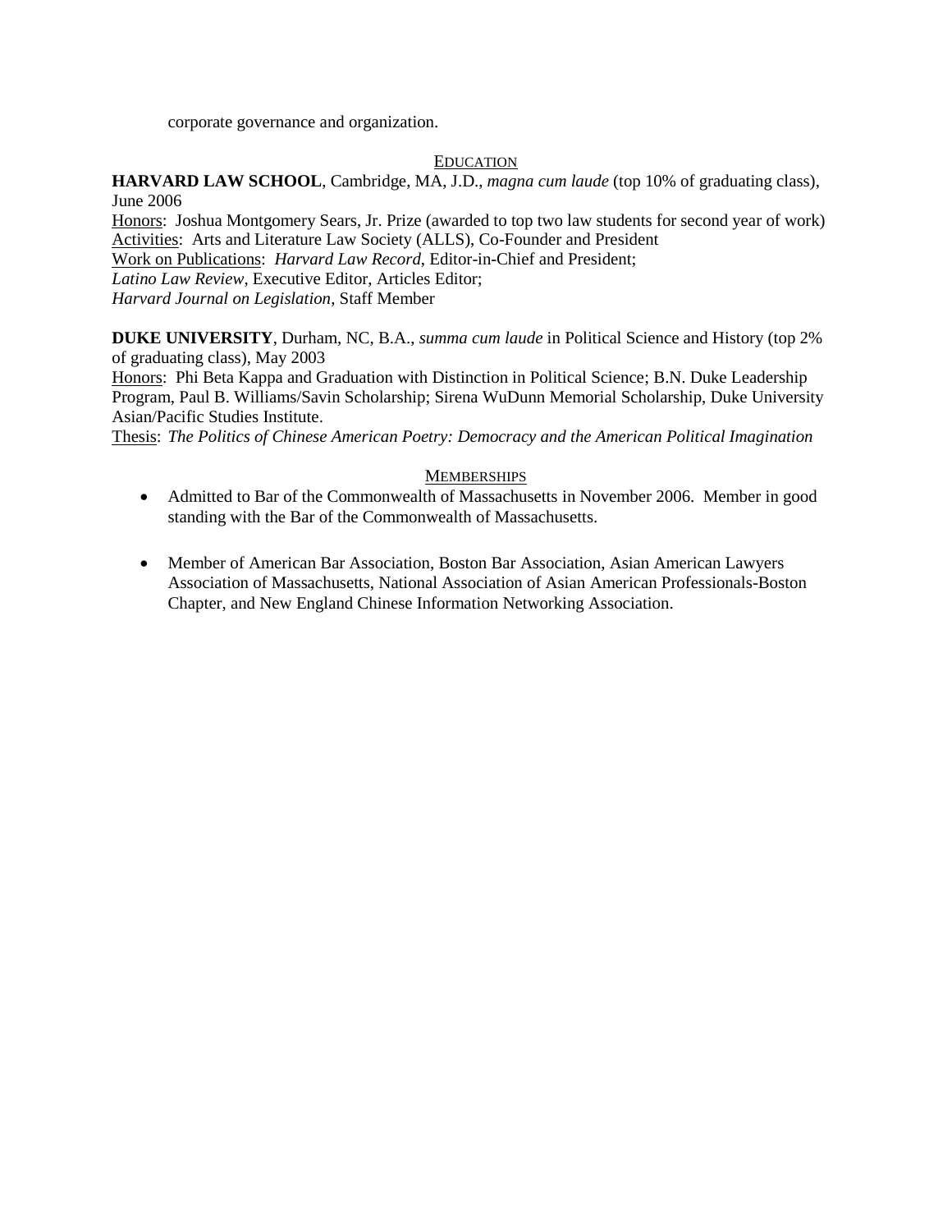corporate governance and organization.

## EDUCATION

**HARVARD LAW SCHOOL**, Cambridge, MA, J.D., *magna cum laude* (top 10% of graduating class), June 2006
Honors: Joshua Montgomery Sears, Jr. Prize (awarded to top two law students for second year of work)
Activities: Arts and Literature Law Society (ALLS), Co-Founder and President
Work on Publications: *Harvard Law Record*, Editor-in-Chief and President;
*Latino Law Review*, Executive Editor, Articles Editor;
*Harvard Journal on Legislation*, Staff Member

**DUKE UNIVERSITY**, Durham, NC, B.A., *summa cum laude* in Political Science and History (top 2% of graduating class), May 2003
Honors: Phi Beta Kappa and Graduation with Distinction in Political Science; B.N. Duke Leadership Program, Paul B. Williams/Savin Scholarship; Sirena WuDunn Memorial Scholarship, Duke University Asian/Pacific Studies Institute.
Thesis: *The Politics of Chinese American Poetry: Democracy and the American Political Imagination*

## MEMBERSHIPS

- Admitted to Bar of the Commonwealth of Massachusetts in November 2006. Member in good standing with the Bar of the Commonwealth of Massachusetts.

- Member of American Bar Association, Boston Bar Association, Asian American Lawyers Association of Massachusetts, National Association of Asian American Professionals-Boston Chapter, and New England Chinese Information Networking Association.